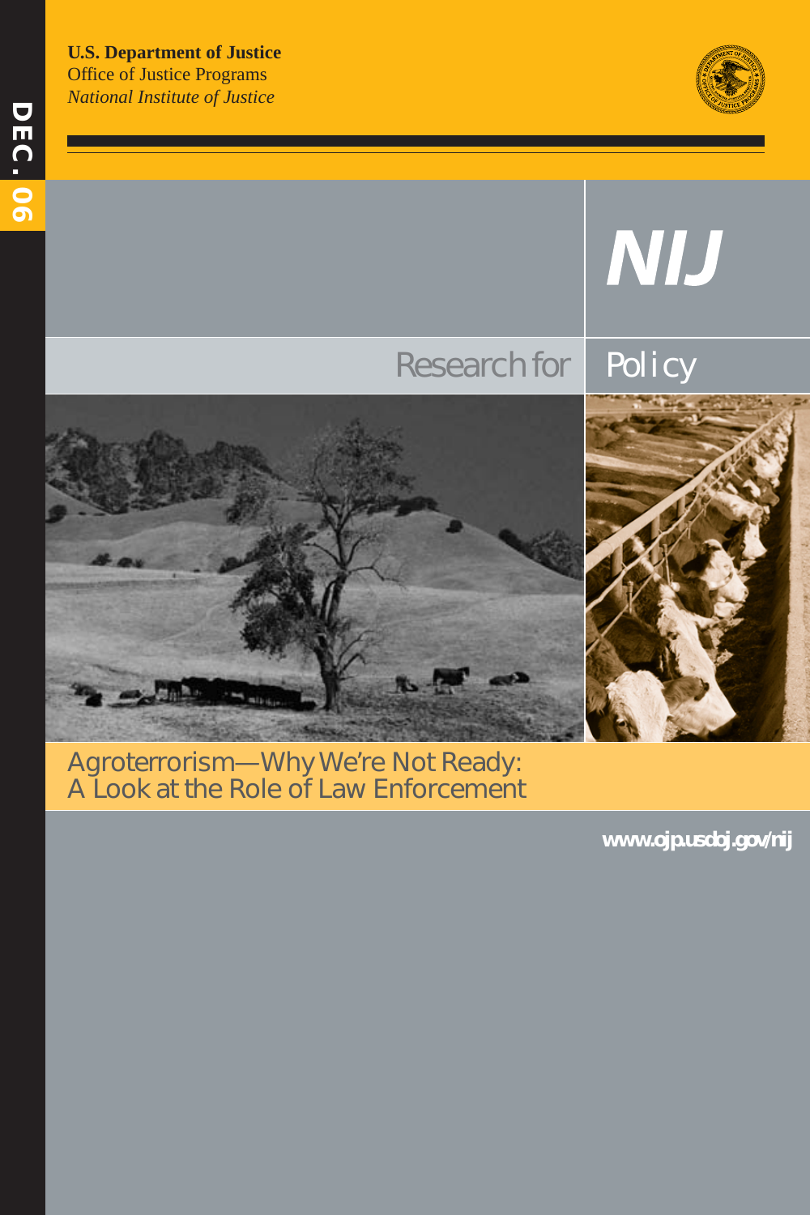DEC. 06

**U.S. Department of Justice**
Office of Justice Programs
*National Institute of Justice*

# NIJ

## Research for Policy

# Agroterrorism—Why We're Not Ready: A Look at the Role of Law Enforcement

www.ojp.usdoj.gov/nij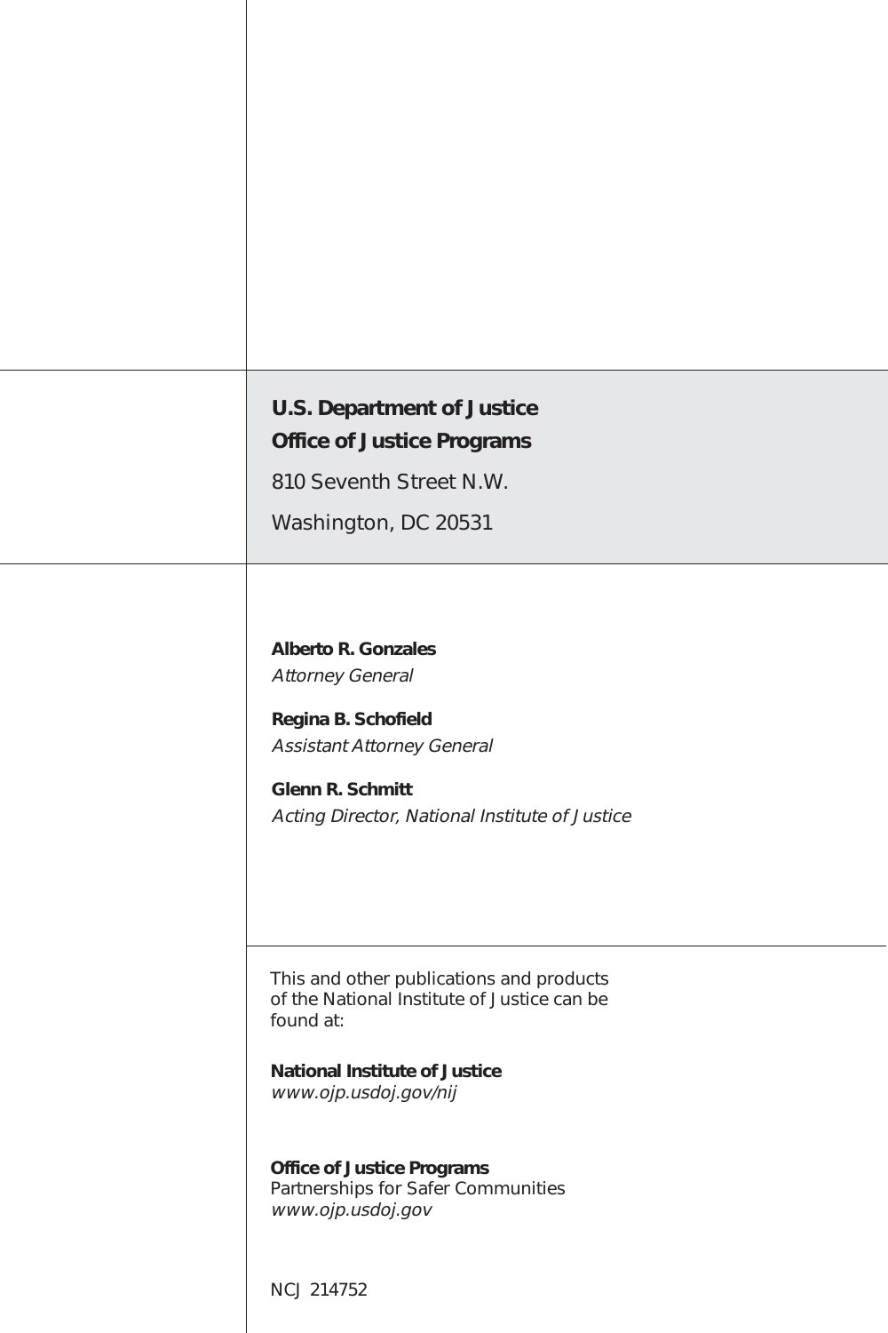**U.S. Department of Justice**
**Office of Justice Programs**

810 Seventh Street N.W.

Washington, DC 20531

**Alberto R. Gonzales**
*Attorney General*

**Regina B. Schofield**
*Assistant Attorney General*

**Glenn R. Schmitt**
*Acting Director, National Institute of Justice*

This and other publications and products of the National Institute of Justice can be found at:

**National Institute of Justice**
*www.ojp.usdoj.gov/nij*

**Office of Justice Programs**
Partnerships for Safer Communities
*www.ojp.usdoj.gov*

NCJ 214752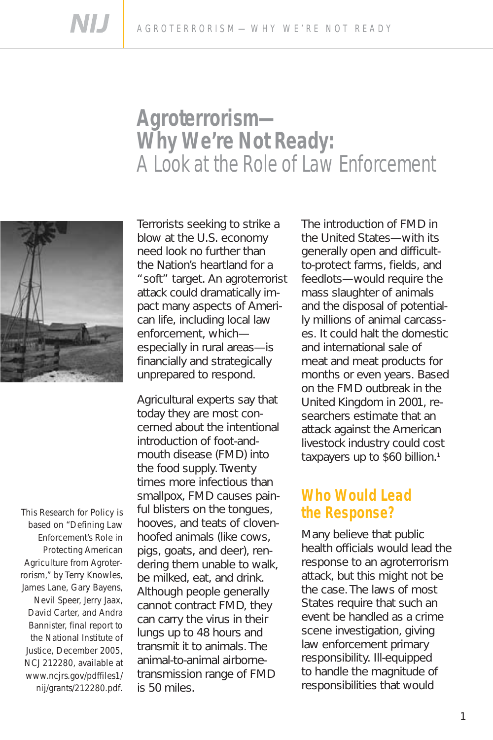# Agroterrorism— Why We're Not Ready: A Look at the Role of Law Enforcement

This Research for Policy is based on "Defining Law Enforcement's Role in Protecting American Agriculture from Agroterrorism," by Terry Knowles, James Lane, Gary Bayens, Nevil Speer, Jerry Jaax, David Carter, and Andra Bannister, final report to the National Institute of Justice, December 2005, NCJ 212280, available at www.ncjrs.gov/pdffiles1/nij/grants/212280.pdf.

Terrorists seeking to strike a blow at the U.S. economy need look no further than the Nation's heartland for a "soft" target. An agroterrorist attack could dramatically impact many aspects of American life, including local law enforcement, which—especially in rural areas—is financially and strategically unprepared to respond.

Agricultural experts say that today they are most concerned about the intentional introduction of foot-and-mouth disease (FMD) into the food supply. Twenty times more infectious than smallpox, FMD causes painful blisters on the tongues, hooves, and teats of cloven-hoofed animals (like cows, pigs, goats, and deer), rendering them unable to walk, be milked, eat, and drink. Although people generally cannot contract FMD, they can carry the virus in their lungs up to 48 hours and transmit it to animals. The animal-to-animal airborne-transmission range of FMD is 50 miles.

The introduction of FMD in the United States—with its generally open and difficult-to-protect farms, fields, and feedlots—would require the mass slaughter of animals and the disposal of potentially millions of animal carcasses. It could halt the domestic and international sale of meat and meat products for months or even years. Based on the FMD outbreak in the United Kingdom in 2001, researchers estimate that an attack against the American livestock industry could cost taxpayers up to $60 billion.[1]

## Who Would Lead the Response?

Many believe that public health officials would lead the response to an agroterrorism attack, but this might not be the case. The laws of most States require that such an event be handled as a crime scene investigation, giving law enforcement primary responsibility. Ill-equipped to handle the magnitude of responsibilities that would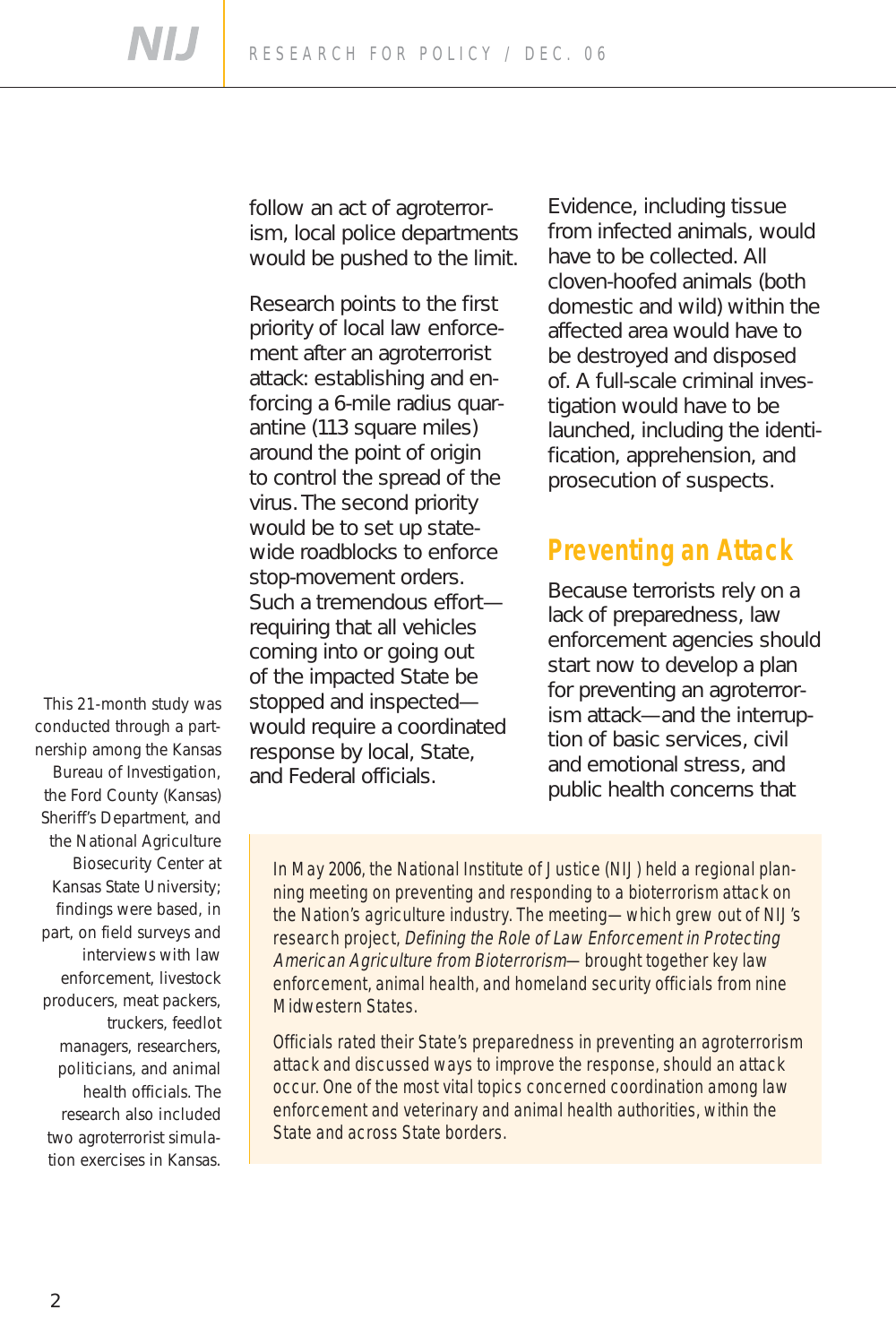follow an act of agroterrorism, local police departments would be pushed to the limit.

Research points to the first priority of local law enforcement after an agroterrorist attack: establishing and enforcing a 6-mile radius quarantine (113 square miles) around the point of origin to control the spread of the virus. The second priority would be to set up statewide roadblocks to enforce stop-movement orders. Such a tremendous effort—requiring that all vehicles coming into or going out of the impacted State be stopped and inspected—would require a coordinated response by local, State, and Federal officials.

Evidence, including tissue from infected animals, would have to be collected. All cloven-hoofed animals (both domestic and wild) within the affected area would have to be destroyed and disposed of. A full-scale criminal investigation would have to be launched, including the identification, apprehension, and prosecution of suspects.

## Preventing an Attack

Because terrorists rely on a lack of preparedness, law enforcement agencies should start now to develop a plan for preventing an agroterrorism attack—and the interruption of basic services, civil and emotional stress, and public health concerns that

This 21-month study was conducted through a partnership among the Kansas Bureau of Investigation, the Ford County (Kansas) Sheriff's Department, and the National Agriculture Biosecurity Center at Kansas State University; findings were based, in part, on field surveys and interviews with law enforcement, livestock producers, meat packers, truckers, feedlot managers, researchers, politicians, and animal health officials. The research also included two agroterrorist simulation exercises in Kansas.

In May 2006, the National Institute of Justice (NIJ) held a regional planning meeting on preventing and responding to a bioterrorism attack on the Nation's agriculture industry. The meeting—which grew out of NIJ's research project, *Defining the Role of Law Enforcement in Protecting American Agriculture from Bioterrorism*—brought together key law enforcement, animal health, and homeland security officials from nine Midwestern States.

Officials rated their State's preparedness in preventing an agroterrorism attack and discussed ways to improve the response, should an attack occur. One of the most vital topics concerned coordination among law enforcement and veterinary and animal health authorities, within the State and across State borders.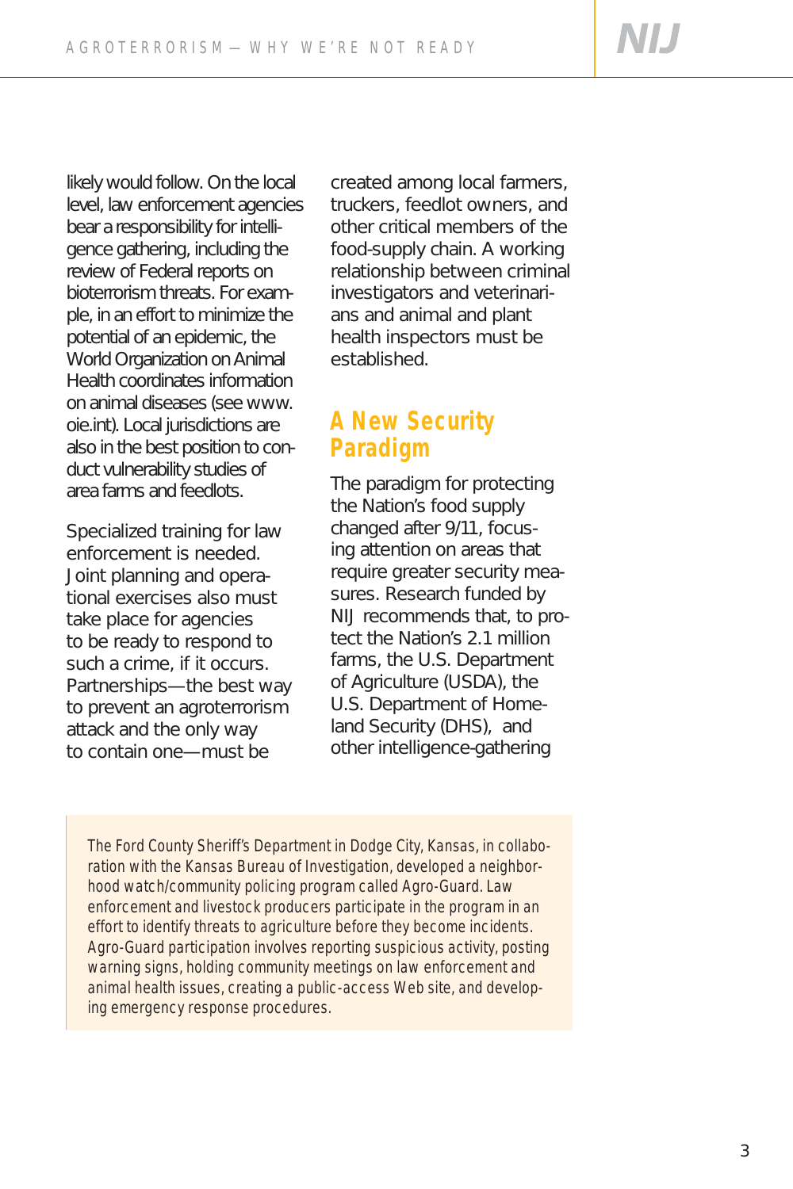likely would follow. On the local level, law enforcement agencies bear a responsibility for intelligence gathering, including the review of Federal reports on bioterrorism threats. For example, in an effort to minimize the potential of an epidemic, the World Organization on Animal Health coordinates information on animal diseases (see www.oie.int). Local jurisdictions are also in the best position to conduct vulnerability studies of area farms and feedlots.

Specialized training for law enforcement is needed. Joint planning and operational exercises also must take place for agencies to be ready to respond to such a crime, if it occurs. Partnerships—the best way to prevent an agroterrorism attack and the only way to contain one—must be created among local farmers, truckers, feedlot owners, and other critical members of the food-supply chain. A working relationship between criminal investigators and veterinarians and animal and plant health inspectors must be established.

## A New Security Paradigm

The paradigm for protecting the Nation's food supply changed after 9/11, focusing attention on areas that require greater security measures. Research funded by NIJ recommends that, to protect the Nation's 2.1 million farms, the U.S. Department of Agriculture (USDA), the U.S. Department of Homeland Security (DHS), and other intelligence-gathering

> The Ford County Sheriff's Department in Dodge City, Kansas, in collaboration with the Kansas Bureau of Investigation, developed a neighborhood watch/community policing program called Agro-Guard. Law enforcement and livestock producers participate in the program in an effort to identify threats to agriculture before they become incidents. Agro-Guard participation involves reporting suspicious activity, posting warning signs, holding community meetings on law enforcement and animal health issues, creating a public-access Web site, and developing emergency response procedures.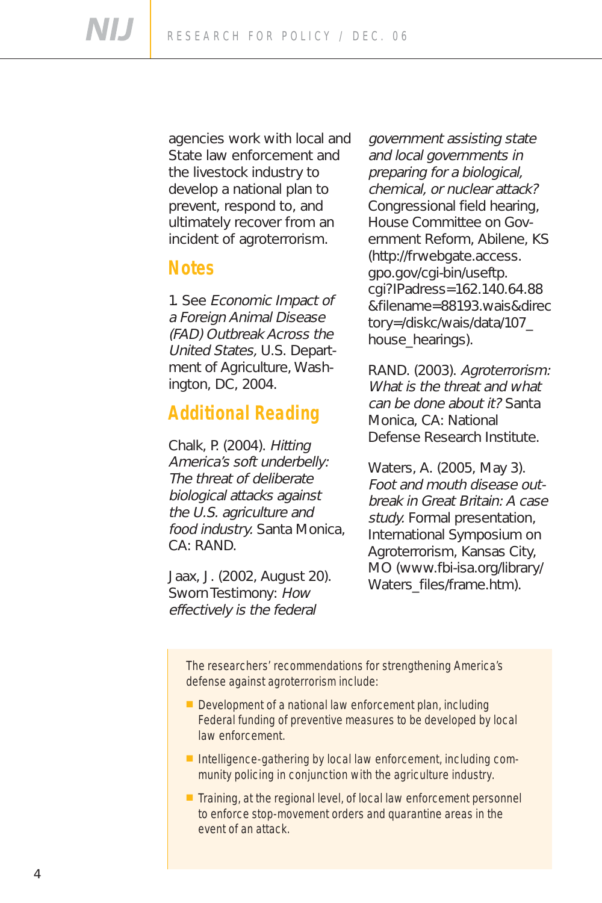agencies work with local and State law enforcement and the livestock industry to develop a national plan to prevent, respond to, and ultimately recover from an incident of agroterrorism.

## Notes

1. See *Economic Impact of a Foreign Animal Disease (FAD) Outbreak Across the United States,* U.S. Department of Agriculture, Washington, DC, 2004.

## Additional Reading

Chalk, P. (2004). *Hitting America's soft underbelly: The threat of deliberate biological attacks against the U.S. agriculture and food industry.* Santa Monica, CA: RAND.

Jaax, J. (2002, August 20). Sworn Testimony: *How effectively is the federal government assisting state and local governments in preparing for a biological, chemical, or nuclear attack?* Congressional field hearing, House Committee on Government Reform, Abilene, KS (http://frwebgate.access.gpo.gov/cgi-bin/useftp.cgi?IPadress=162.140.64.88&filename=88193.wais&directory=/diskc/wais/data/107_house_hearings).

RAND. (2003). *Agroterrorism: What is the threat and what can be done about it?* Santa Monica, CA: National Defense Research Institute.

Waters, A. (2005, May 3). *Foot and mouth disease outbreak in Great Britain: A case study.* Formal presentation, International Symposium on Agroterrorism, Kansas City, MO (www.fbi-isa.org/library/Waters_files/frame.htm).

The researchers' recommendations for strengthening America's defense against agroterrorism include:

- Development of a national law enforcement plan, including Federal funding of preventive measures to be developed by local law enforcement.
- Intelligence-gathering by local law enforcement, including community policing in conjunction with the agriculture industry.
- Training, at the regional level, of local law enforcement personnel to enforce stop-movement orders and quarantine areas in the event of an attack.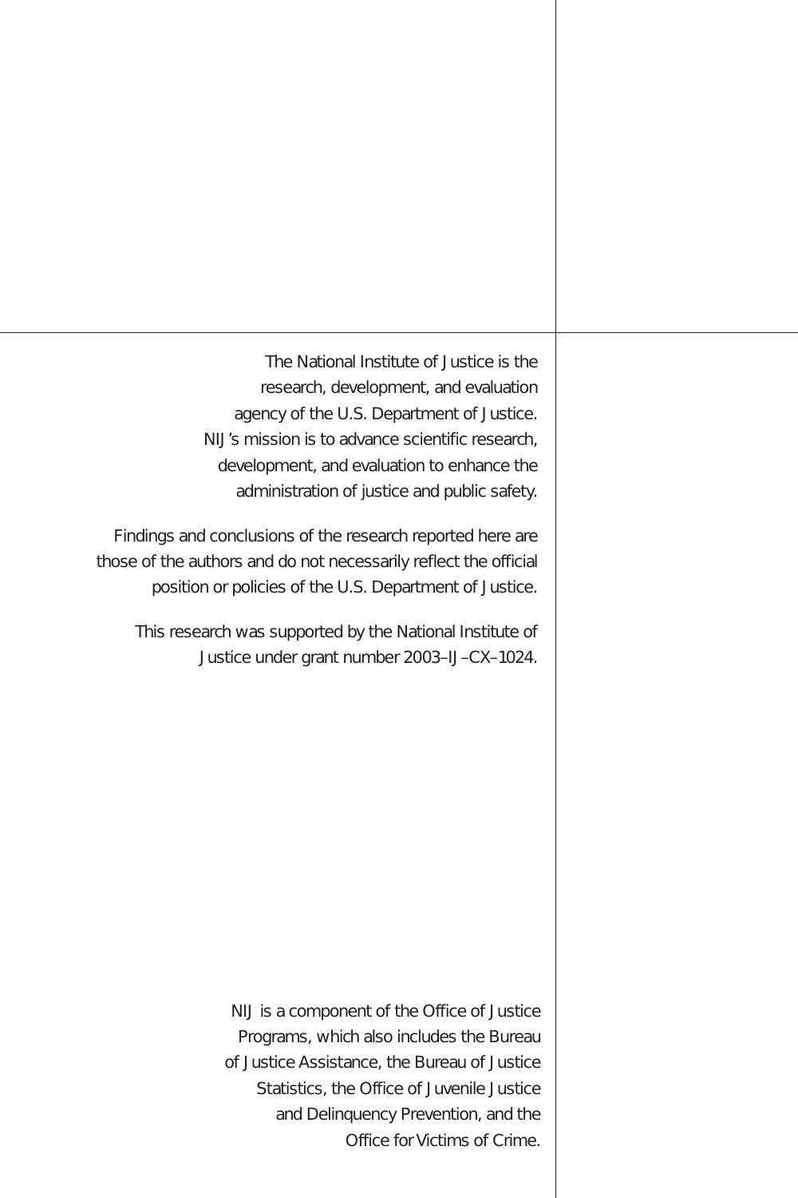The National Institute of Justice is the research, development, and evaluation agency of the U.S. Department of Justice. NIJ's mission is to advance scientific research, development, and evaluation to enhance the administration of justice and public safety.

Findings and conclusions of the research reported here are those of the authors and do not necessarily reflect the official position or policies of the U.S. Department of Justice.

This research was supported by the National Institute of Justice under grant number 2003–IJ–CX–1024.

NIJ is a component of the Office of Justice Programs, which also includes the Bureau of Justice Assistance, the Bureau of Justice Statistics, the Office of Juvenile Justice and Delinquency Prevention, and the Office for Victims of Crime.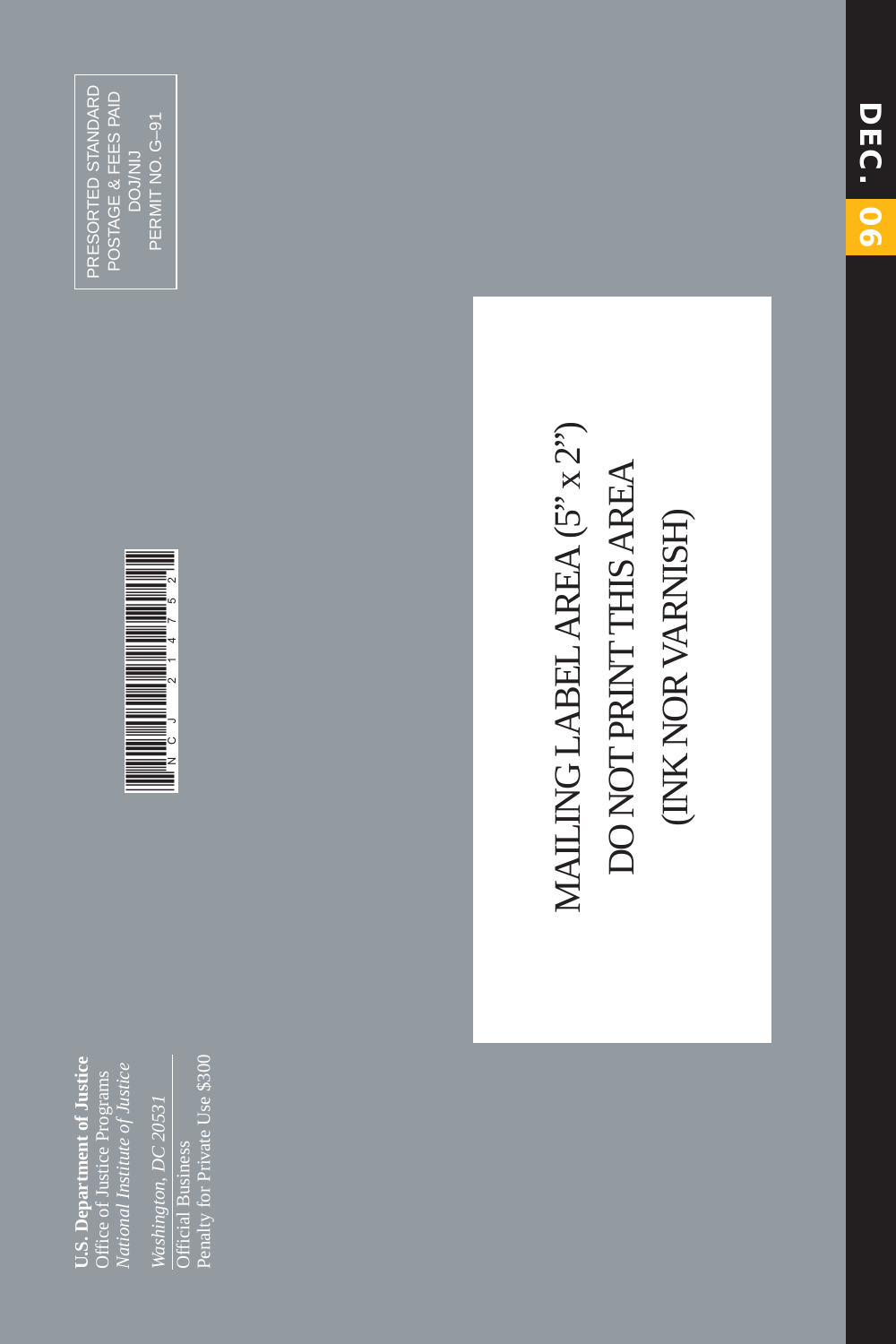**U.S. Department of Justice**
Office of Justice Programs
*National Institute of Justice*

*Washington, DC 20531*

Official Business
Penalty for Private Use $300

PRESORTED STANDARD
POSTAGE & FEES PAID
DOJ/NIJ
PERMIT NO. G–91

NCJ 214752

MAILING LABEL AREA (5" x 2")
DO NOT PRINT THIS AREA
(INK NOR VARNISH)

DEC. 06